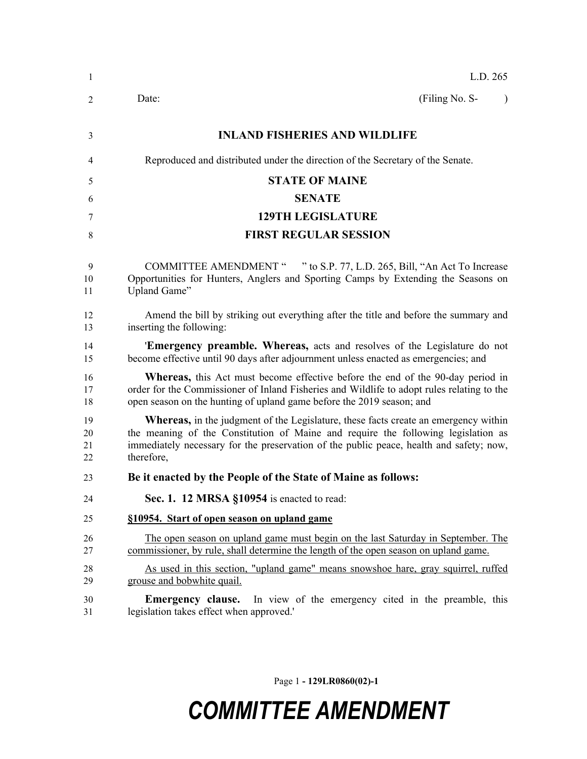L.D. 265

Date: (Filing No. S- )

**INLAND FISHERIES AND WILDLIFE**

Reproduced and distributed under the direction of the Secretary of the Senate.

**STATE OF MAINE**

**SENATE**

**129TH LEGISLATURE**

**FIRST REGULAR SESSION**

COMMITTEE AMENDMENT " " to S.P. 77, L.D. 265, Bill, "An Act To Increase Opportunities for Hunters, Anglers and Sporting Camps by Extending the Seasons on Upland Game"

Amend the bill by striking out everything after the title and before the summary and inserting the following:

'**Emergency preamble. Whereas,** acts and resolves of the Legislature do not become effective until 90 days after adjournment unless enacted as emergencies; and

**Whereas,** this Act must become effective before the end of the 90-day period in order for the Commissioner of Inland Fisheries and Wildlife to adopt rules relating to the open season on the hunting of upland game before the 2019 season; and

**Whereas,** in the judgment of the Legislature, these facts create an emergency within the meaning of the Constitution of Maine and require the following legislation as immediately necessary for the preservation of the public peace, health and safety; now, therefore,

**Be it enacted by the People of the State of Maine as follows:**

**Sec. 1. 12 MRSA §10954** is enacted to read:

**§10954. Start of open season on upland game**

The open season on upland game must begin on the last Saturday in September. The commissioner, by rule, shall determine the length of the open season on upland game.

As used in this section, "upland game" means snowshoe hare, gray squirrel, ruffed grouse and bobwhite quail.

**Emergency clause.** In view of the emergency cited in the preamble, this legislation takes effect when approved.'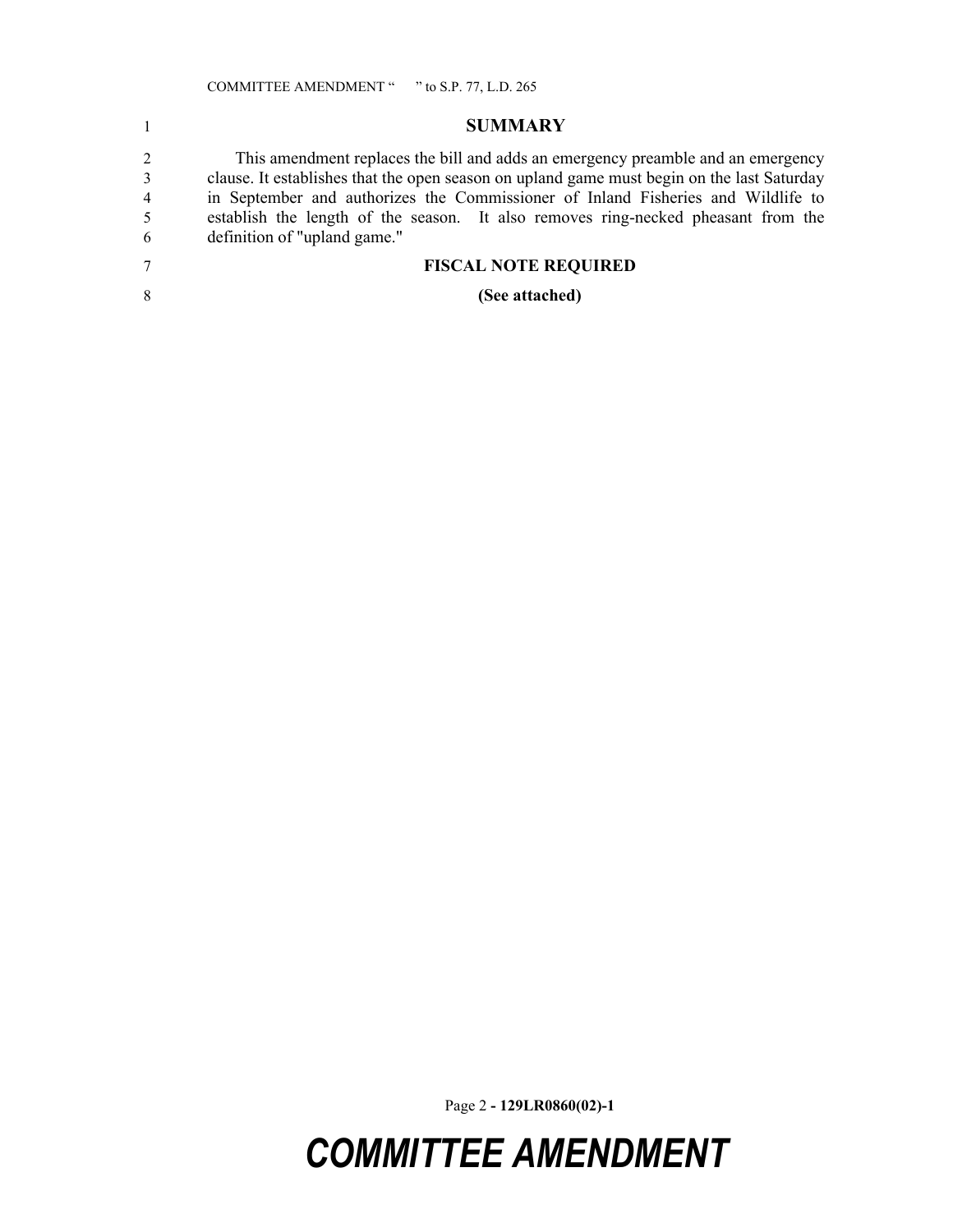## SUMMARY

This amendment replaces the bill and adds an emergency preamble and an emergency clause. It establishes that the open season on upland game must begin on the last Saturday in September and authorizes the Commissioner of Inland Fisheries and Wildlife to establish the length of the season. It also removes ring-necked pheasant from the definition of "upland game."

**FISCAL NOTE REQUIRED**

**(See attached)**